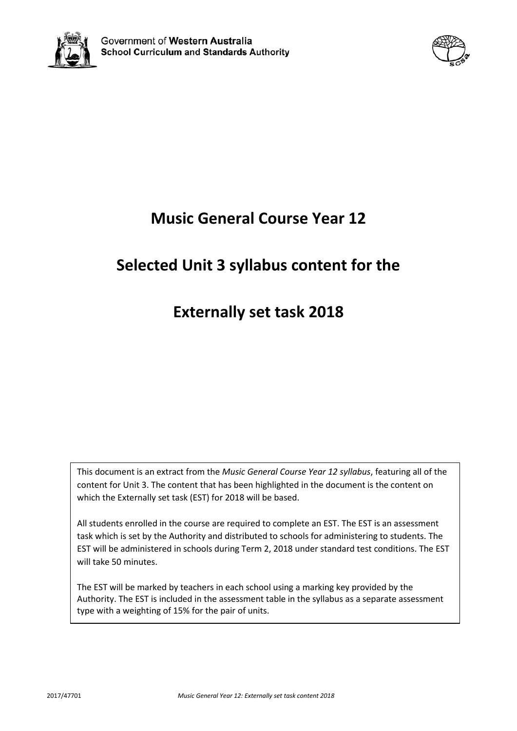Government of **Western Australia**
**School Curriculum and Standards Authority**

# Music General Course Year 12

# Selected Unit 3 syllabus content for the

# Externally set task 2018

This document is an extract from the *Music General Course Year 12 syllabus*, featuring all of the content for Unit 3. The content that has been highlighted in the document is the content on which the Externally set task (EST) for 2018 will be based.

All students enrolled in the course are required to complete an EST. The EST is an assessment task which is set by the Authority and distributed to schools for administering to students. The EST will be administered in schools during Term 2, 2018 under standard test conditions. The EST will take 50 minutes.

The EST will be marked by teachers in each school using a marking key provided by the Authority. The EST is included in the assessment table in the syllabus as a separate assessment type with a weighting of 15% for the pair of units.

2017/47701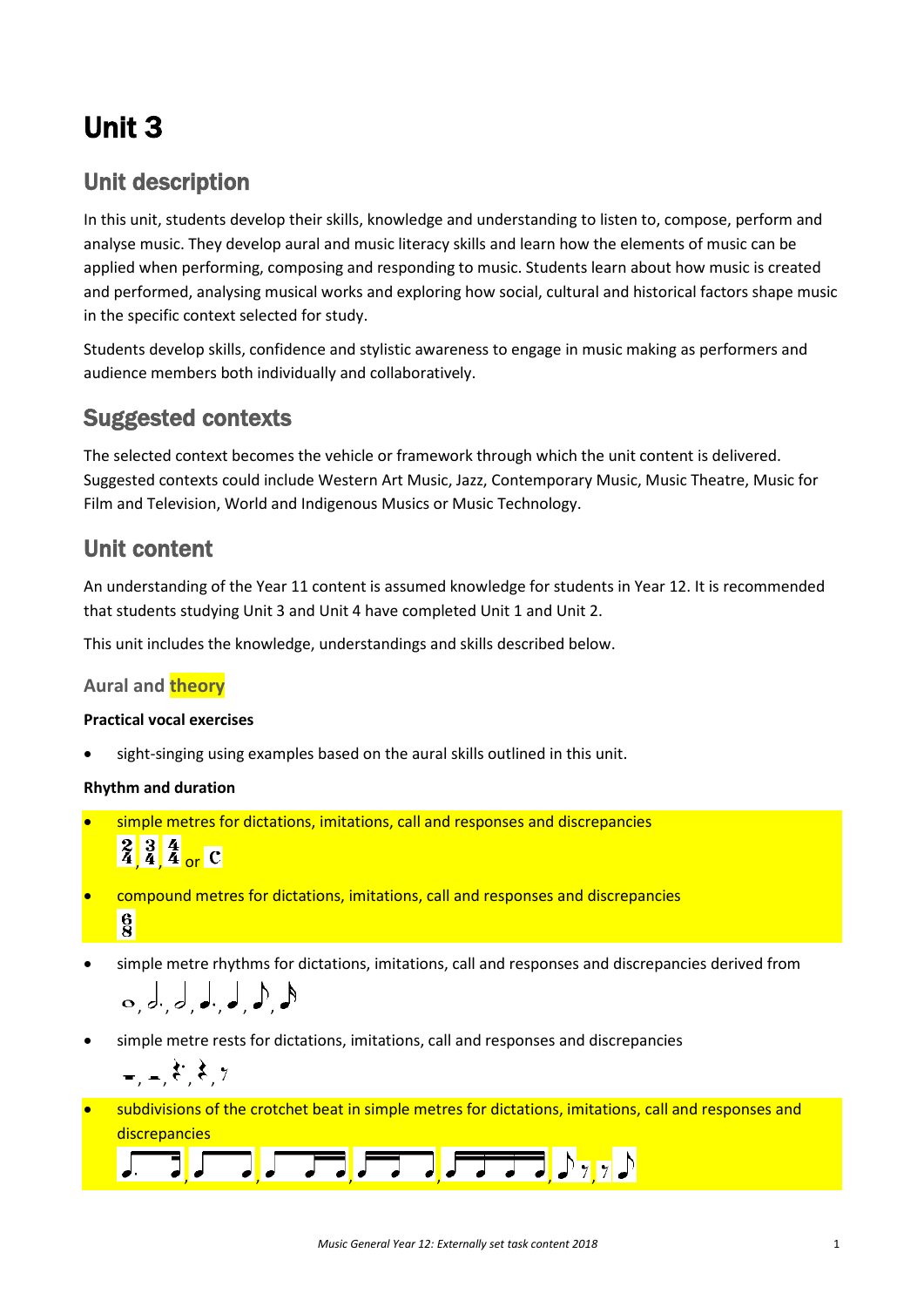# Unit 3

## Unit description

In this unit, students develop their skills, knowledge and understanding to listen to, compose, perform and analyse music. They develop aural and music literacy skills and learn how the elements of music can be applied when performing, composing and responding to music. Students learn about how music is created and performed, analysing musical works and exploring how social, cultural and historical factors shape music in the specific context selected for study.

Students develop skills, confidence and stylistic awareness to engage in music making as performers and audience members both individually and collaboratively.

## Suggested contexts

The selected context becomes the vehicle or framework through which the unit content is delivered. Suggested contexts could include Western Art Music, Jazz, Contemporary Music, Music Theatre, Music for Film and Television, World and Indigenous Musics or Music Technology.

## Unit content

An understanding of the Year 11 content is assumed knowledge for students in Year 12. It is recommended that students studying Unit 3 and Unit 4 have completed Unit 1 and Unit 2.

This unit includes the knowledge, understandings and skills described below.

### Aural and theory

**Practical vocal exercises**

- sight-singing using examples based on the aural skills outlined in this unit.

**Rhythm and duration**

- simple metres for dictations, imitations, call and responses and discrepancies
  2/4, 3/4, 4/4 or C
- compound metres for dictations, imitations, call and responses and discrepancies
  6/8
- simple metre rhythms for dictations, imitations, call and responses and discrepancies derived from
  𝅝, 𝅗𝅥., 𝅗𝅥, ♩., ♩, ♪, 𝅘𝅥𝅯
- simple metre rests for dictations, imitations, call and responses and discrepancies
  𝄻, 𝄼, 𝄽., 𝄽, 𝄾
- subdivisions of the crotchet beat in simple metres for dictations, imitations, call and responses and discrepancies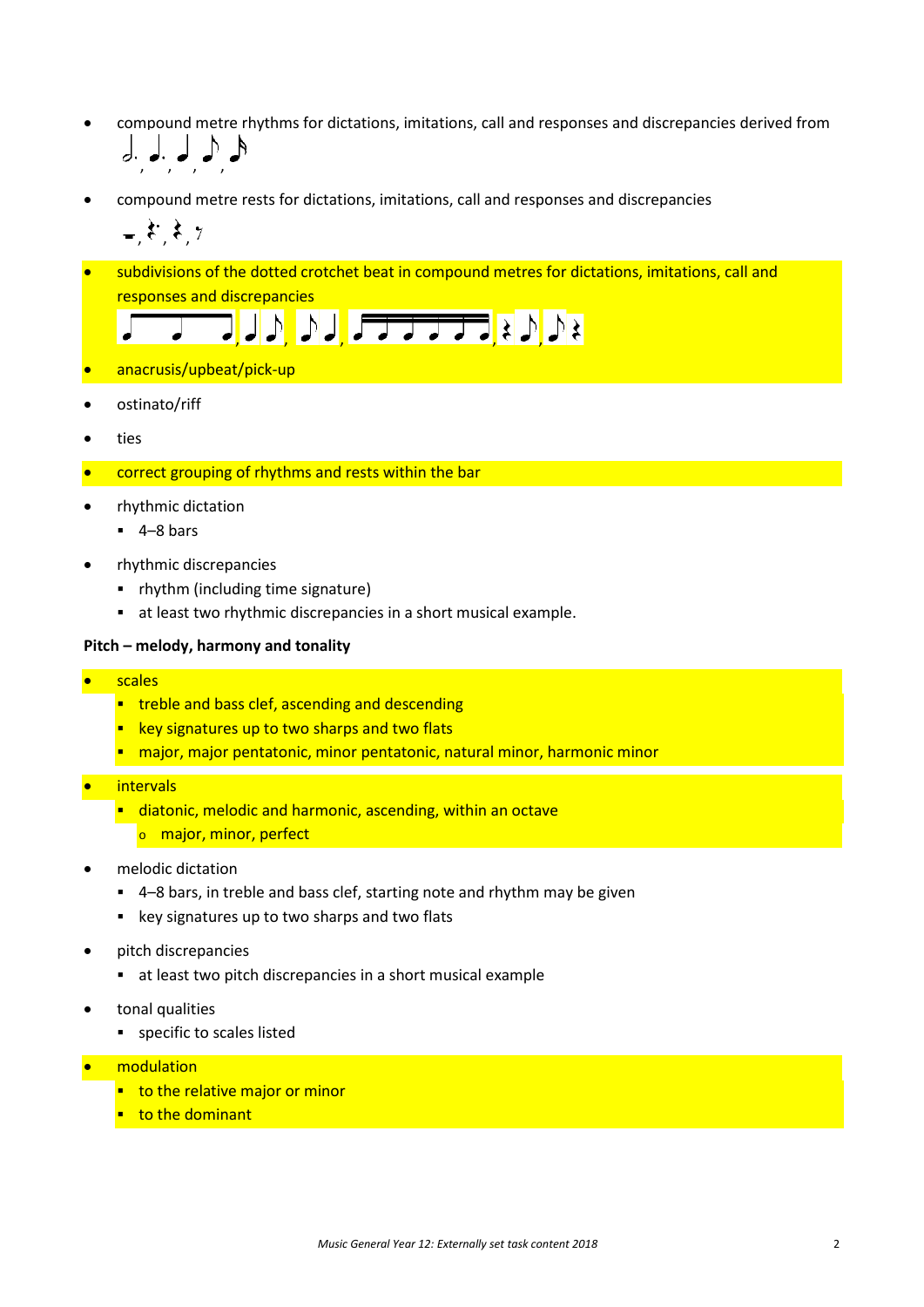- compound metre rhythms for dictations, imitations, call and responses and discrepancies derived from

- compound metre rests for dictations, imitations, call and responses and discrepancies

- subdivisions of the dotted crotchet beat in compound metres for dictations, imitations, call and responses and discrepancies

- anacrusis/upbeat/pick-up
- ostinato/riff
- ties
- correct grouping of rhythms and rests within the bar
- rhythmic dictation
  - 4–8 bars
- rhythmic discrepancies
  - rhythm (including time signature)
  - at least two rhythmic discrepancies in a short musical example.

**Pitch – melody, harmony and tonality**

- scales
  - treble and bass clef, ascending and descending
  - key signatures up to two sharps and two flats
  - major, major pentatonic, minor pentatonic, natural minor, harmonic minor
- intervals
  - diatonic, melodic and harmonic, ascending, within an octave
    - major, minor, perfect
- melodic dictation
  - 4–8 bars, in treble and bass clef, starting note and rhythm may be given
  - key signatures up to two sharps and two flats
- pitch discrepancies
  - at least two pitch discrepancies in a short musical example
- tonal qualities
  - specific to scales listed
- modulation
  - to the relative major or minor
  - to the dominant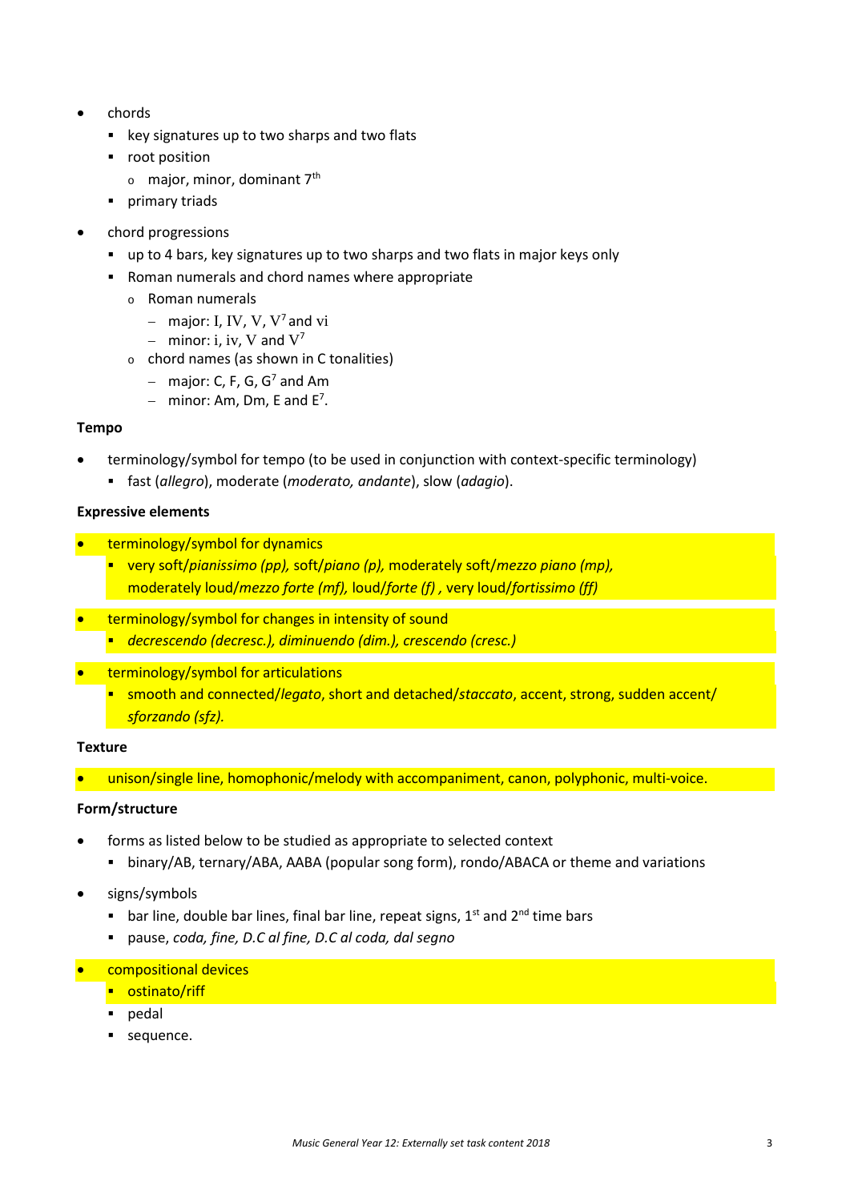- chords
  - key signatures up to two sharps and two flats
  - root position
    - major, minor, dominant 7th
  - primary triads
- chord progressions
  - up to 4 bars, key signatures up to two sharps and two flats in major keys only
  - Roman numerals and chord names where appropriate
    - Roman numerals
      - major: I, IV, V, $V^7$ and vi
      - minor: i, iv, V and $V^7$
    - chord names (as shown in C tonalities)
      - major: C, F, G, $G^7$ and Am
      - minor: Am, Dm, E and $E^7$.

**Tempo**

- terminology/symbol for tempo (to be used in conjunction with context-specific terminology)
  - fast (*allegro*), moderate (*moderato, andante*), slow (*adagio*).

**Expressive elements**

- terminology/symbol for dynamics
  - very soft/*pianissimo (pp),* soft/*piano (p),* moderately soft/*mezzo piano (mp),* moderately loud/*mezzo forte (mf),* loud/*forte (f)* , very loud/*fortissimo (ff)*
- terminology/symbol for changes in intensity of sound
  - *decrescendo (decresc.), diminuendo (dim.), crescendo (cresc.)*
- terminology/symbol for articulations
  - smooth and connected/*legato*, short and detached/*staccato*, accent, strong, sudden accent/ *sforzando (sfz).*

**Texture**

- unison/single line, homophonic/melody with accompaniment, canon, polyphonic, multi-voice.

**Form/structure**

- forms as listed below to be studied as appropriate to selected context
  - binary/AB, ternary/ABA, AABA (popular song form), rondo/ABACA or theme and variations
- signs/symbols
  - bar line, double bar lines, final bar line, repeat signs, 1st and 2nd time bars
  - pause, *coda, fine, D.C al fine, D.C al coda, dal segno*
- compositional devices
  - ostinato/riff
  - pedal
  - sequence.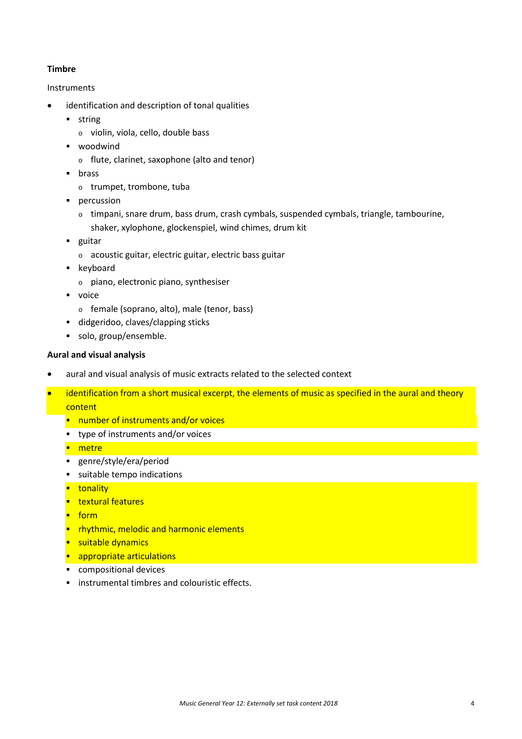**Timbre**

Instruments

- identification and description of tonal qualities
  - string
    - violin, viola, cello, double bass
  - woodwind
    - flute, clarinet, saxophone (alto and tenor)
  - brass
    - trumpet, trombone, tuba
  - percussion
    - timpani, snare drum, bass drum, crash cymbals, suspended cymbals, triangle, tambourine, shaker, xylophone, glockenspiel, wind chimes, drum kit
  - guitar
    - acoustic guitar, electric guitar, electric bass guitar
  - keyboard
    - piano, electronic piano, synthesiser
  - voice
    - female (soprano, alto), male (tenor, bass)
  - didgeridoo, claves/clapping sticks
  - solo, group/ensemble.

**Aural and visual analysis**

- aural and visual analysis of music extracts related to the selected context
- identification from a short musical excerpt, the elements of music as specified in the aural and theory content
  - number of instruments and/or voices
  - type of instruments and/or voices
  - metre
  - genre/style/era/period
  - suitable tempo indications
  - tonality
  - textural features
  - form
  - rhythmic, melodic and harmonic elements
  - suitable dynamics
  - appropriate articulations
  - compositional devices
  - instrumental timbres and colouristic effects.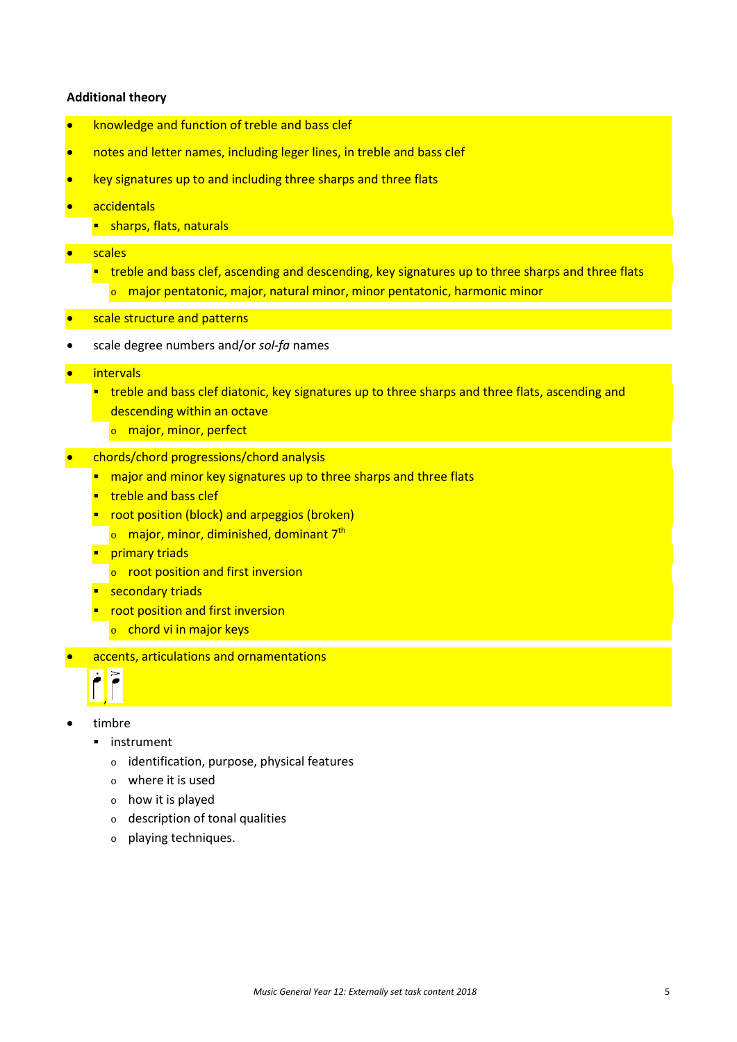**Additional theory**

- knowledge and function of treble and bass clef
- notes and letter names, including leger lines, in treble and bass clef
- key signatures up to and including three sharps and three flats
- accidentals
  - sharps, flats, naturals
- scales
  - treble and bass clef, ascending and descending, key signatures up to three sharps and three flats
    - major pentatonic, major, natural minor, minor pentatonic, harmonic minor
- scale structure and patterns
- scale degree numbers and/or *sol-fa* names
- intervals
  - treble and bass clef diatonic, key signatures up to three sharps and three flats, ascending and descending within an octave
    - major, minor, perfect
- chords/chord progressions/chord analysis
  - major and minor key signatures up to three sharps and three flats
  - treble and bass clef
  - root position (block) and arpeggios (broken)
    - major, minor, diminished, dominant 7th
  - primary triads
    - root position and first inversion
  - secondary triads
  - root position and first inversion
    - chord vi in major keys
- accents, articulations and ornamentations
- timbre
  - instrument
    - identification, purpose, physical features
    - where it is used
    - how it is played
    - description of tonal qualities
    - playing techniques.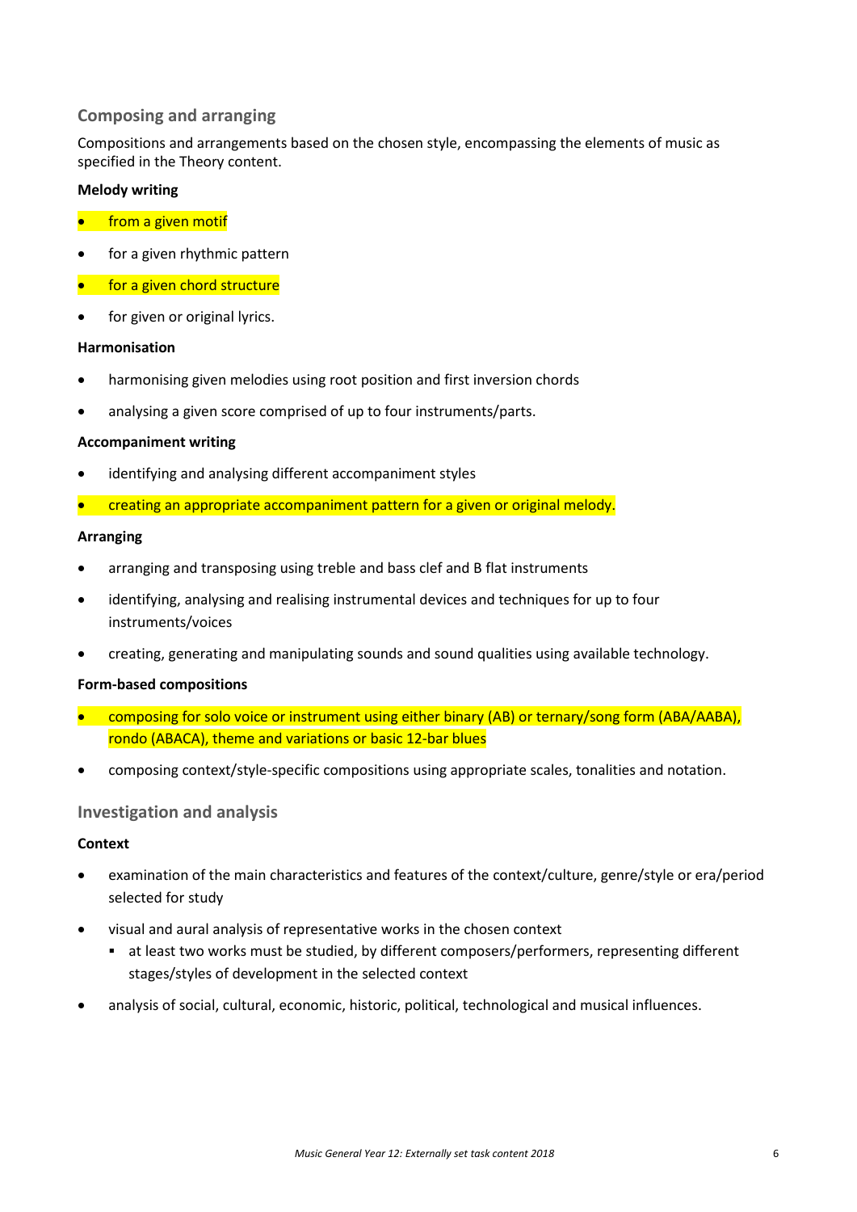## Composing and arranging

Compositions and arrangements based on the chosen style, encompassing the elements of music as specified in the Theory content.

**Melody writing**

- from a given motif
- for a given rhythmic pattern
- for a given chord structure
- for given or original lyrics.

**Harmonisation**

- harmonising given melodies using root position and first inversion chords
- analysing a given score comprised of up to four instruments/parts.

**Accompaniment writing**

- identifying and analysing different accompaniment styles
- creating an appropriate accompaniment pattern for a given or original melody.

**Arranging**

- arranging and transposing using treble and bass clef and B flat instruments
- identifying, analysing and realising instrumental devices and techniques for up to four instruments/voices
- creating, generating and manipulating sounds and sound qualities using available technology.

**Form-based compositions**

- composing for solo voice or instrument using either binary (AB) or ternary/song form (ABA/AABA), rondo (ABACA), theme and variations or basic 12-bar blues
- composing context/style-specific compositions using appropriate scales, tonalities and notation.

## Investigation and analysis

**Context**

- examination of the main characteristics and features of the context/culture, genre/style or era/period selected for study
- visual and aural analysis of representative works in the chosen context
  - at least two works must be studied, by different composers/performers, representing different stages/styles of development in the selected context
- analysis of social, cultural, economic, historic, political, technological and musical influences.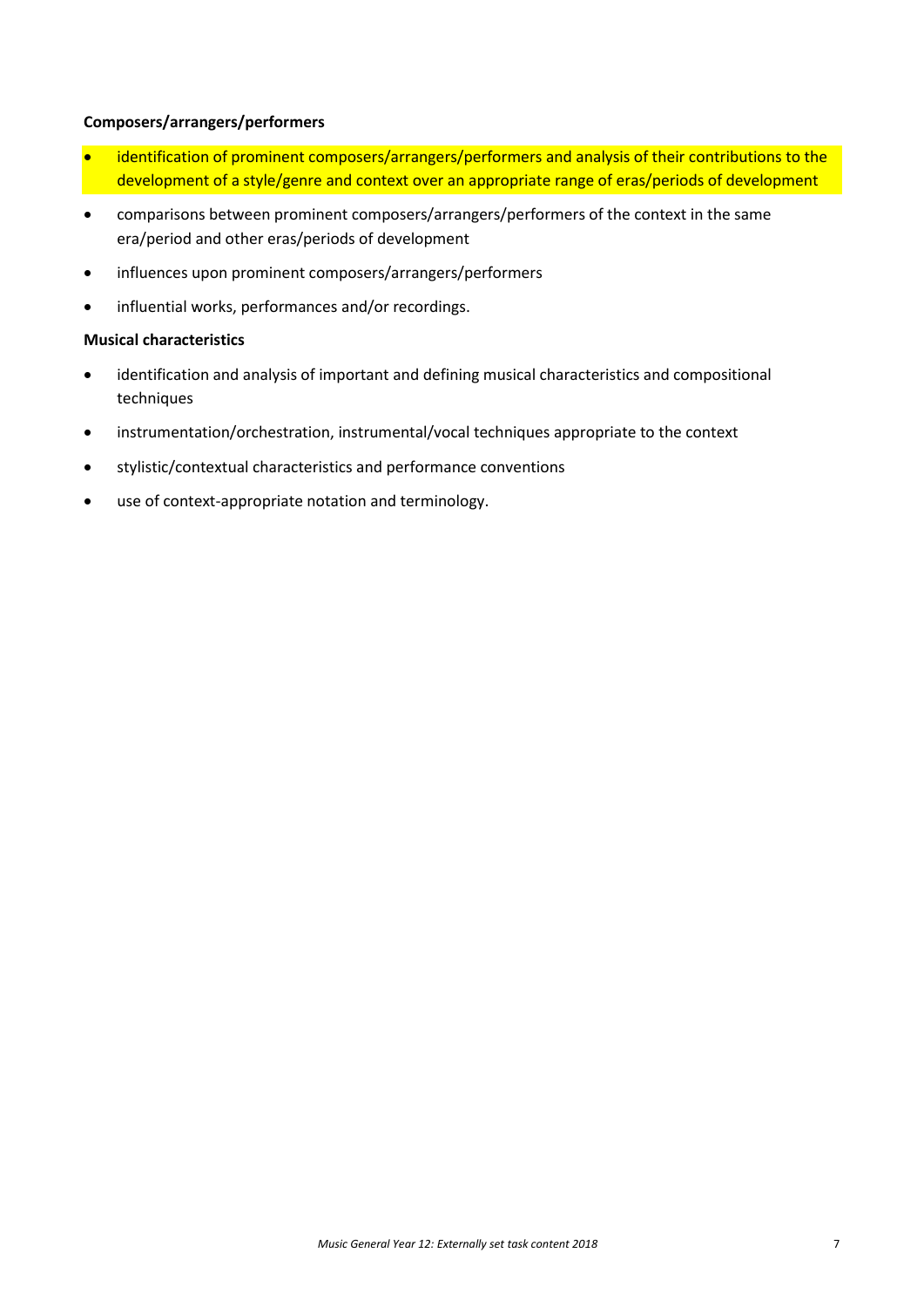**Composers/arrangers/performers**

- identification of prominent composers/arrangers/performers and analysis of their contributions to the development of a style/genre and context over an appropriate range of eras/periods of development
- comparisons between prominent composers/arrangers/performers of the context in the same era/period and other eras/periods of development
- influences upon prominent composers/arrangers/performers
- influential works, performances and/or recordings.

**Musical characteristics**

- identification and analysis of important and defining musical characteristics and compositional techniques
- instrumentation/orchestration, instrumental/vocal techniques appropriate to the context
- stylistic/contextual characteristics and performance conventions
- use of context-appropriate notation and terminology.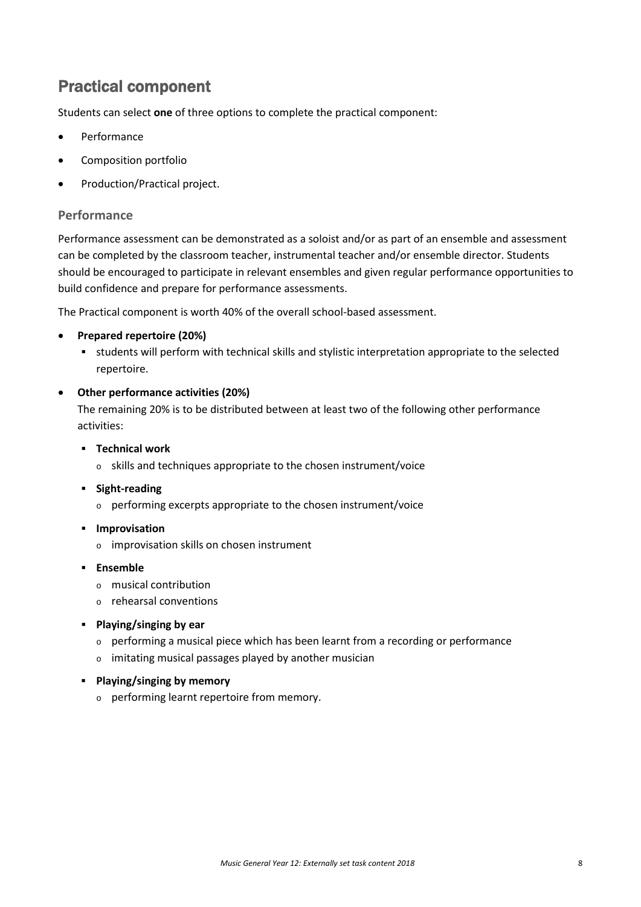## Practical component

Students can select **one** of three options to complete the practical component:

- Performance
- Composition portfolio
- Production/Practical project.

### Performance

Performance assessment can be demonstrated as a soloist and/or as part of an ensemble and assessment can be completed by the classroom teacher, instrumental teacher and/or ensemble director. Students should be encouraged to participate in relevant ensembles and given regular performance opportunities to build confidence and prepare for performance assessments.

The Practical component is worth 40% of the overall school-based assessment.

- **Prepared repertoire (20%)**
  - students will perform with technical skills and stylistic interpretation appropriate to the selected repertoire.
- **Other performance activities (20%)**

  The remaining 20% is to be distributed between at least two of the following other performance activities:

  - **Technical work**
    - skills and techniques appropriate to the chosen instrument/voice
  - **Sight-reading**
    - performing excerpts appropriate to the chosen instrument/voice
  - **Improvisation**
    - improvisation skills on chosen instrument
  - **Ensemble**
    - musical contribution
    - rehearsal conventions
  - **Playing/singing by ear**
    - performing a musical piece which has been learnt from a recording or performance
    - imitating musical passages played by another musician
  - **Playing/singing by memory**
    - performing learnt repertoire from memory.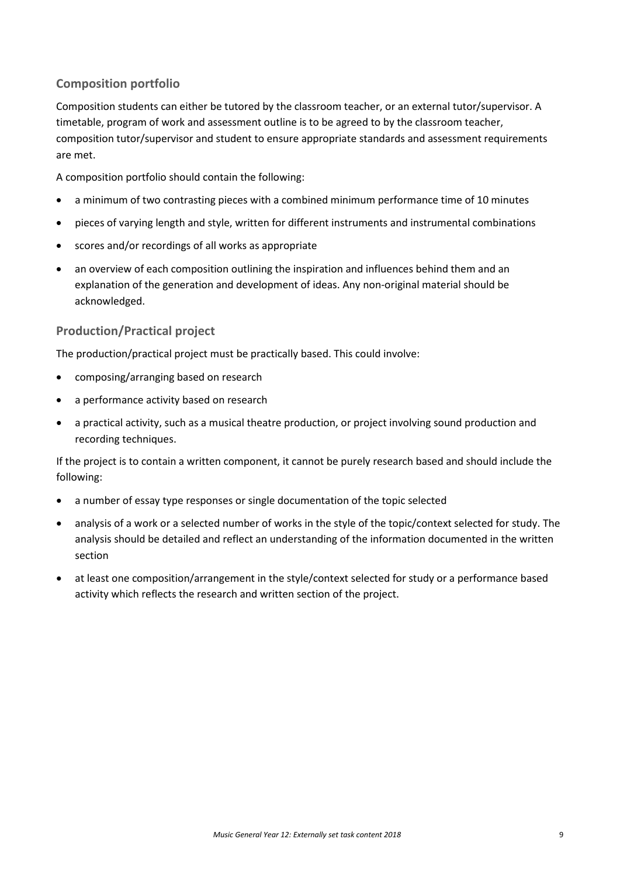## Composition portfolio

Composition students can either be tutored by the classroom teacher, or an external tutor/supervisor. A timetable, program of work and assessment outline is to be agreed to by the classroom teacher, composition tutor/supervisor and student to ensure appropriate standards and assessment requirements are met.

A composition portfolio should contain the following:

- a minimum of two contrasting pieces with a combined minimum performance time of 10 minutes
- pieces of varying length and style, written for different instruments and instrumental combinations
- scores and/or recordings of all works as appropriate
- an overview of each composition outlining the inspiration and influences behind them and an explanation of the generation and development of ideas. Any non-original material should be acknowledged.

## Production/Practical project

The production/practical project must be practically based. This could involve:

- composing/arranging based on research
- a performance activity based on research
- a practical activity, such as a musical theatre production, or project involving sound production and recording techniques.

If the project is to contain a written component, it cannot be purely research based and should include the following:

- a number of essay type responses or single documentation of the topic selected
- analysis of a work or a selected number of works in the style of the topic/context selected for study. The analysis should be detailed and reflect an understanding of the information documented in the written section
- at least one composition/arrangement in the style/context selected for study or a performance based activity which reflects the research and written section of the project.